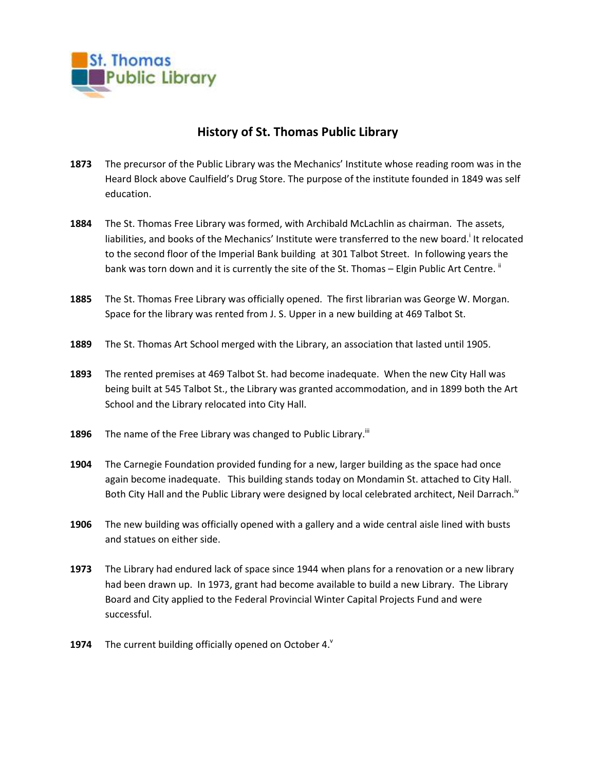# History of St. Thomas Public Library

**1873** The precursor of the Public Library was the Mechanics' Institute whose reading room was in the Heard Block above Caulfield's Drug Store. The purpose of the institute founded in 1849 was self education.

**1884** The St. Thomas Free Library was formed, with Archibald McLachlin as chairman. The assets, liabilities, and books of the Mechanics' Institute were transferred to the new board.[i] It relocated to the second floor of the Imperial Bank building at 301 Talbot Street. In following years the bank was torn down and it is currently the site of the St. Thomas – Elgin Public Art Centre.[ii]

**1885** The St. Thomas Free Library was officially opened. The first librarian was George W. Morgan. Space for the library was rented from J. S. Upper in a new building at 469 Talbot St.

**1889** The St. Thomas Art School merged with the Library, an association that lasted until 1905.

**1893** The rented premises at 469 Talbot St. had become inadequate. When the new City Hall was being built at 545 Talbot St., the Library was granted accommodation, and in 1899 both the Art School and the Library relocated into City Hall.

**1896** The name of the Free Library was changed to Public Library.[iii]

**1904** The Carnegie Foundation provided funding for a new, larger building as the space had once again become inadequate. This building stands today on Mondamin St. attached to City Hall. Both City Hall and the Public Library were designed by local celebrated architect, Neil Darrach.[iv]

**1906** The new building was officially opened with a gallery and a wide central aisle lined with busts and statues on either side.

**1973** The Library had endured lack of space since 1944 when plans for a renovation or a new library had been drawn up. In 1973, grant had become available to build a new Library. The Library Board and City applied to the Federal Provincial Winter Capital Projects Fund and were successful.

**1974** The current building officially opened on October 4.[v]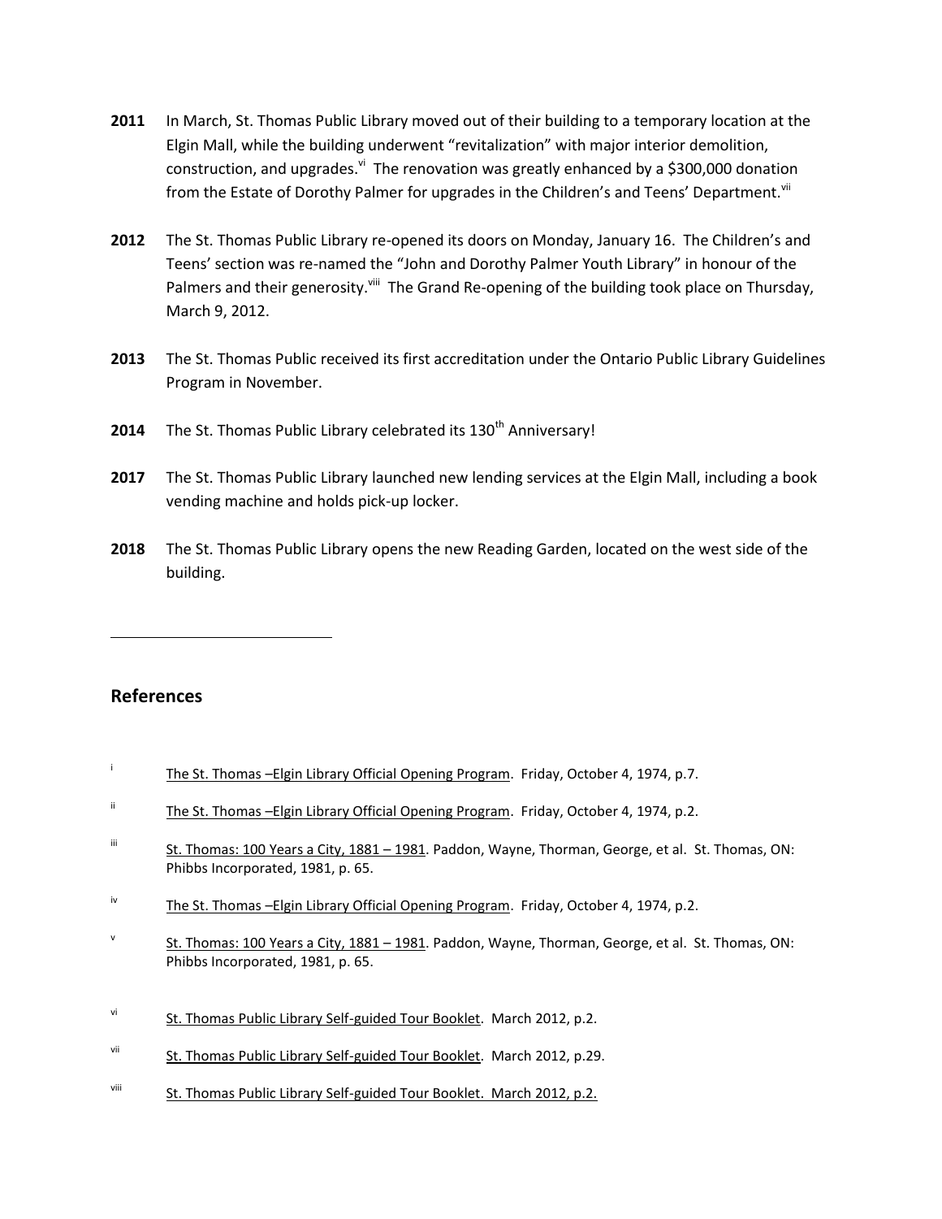**2011** In March, St. Thomas Public Library moved out of their building to a temporary location at the Elgin Mall, while the building underwent "revitalization" with major interior demolition, construction, and upgrades.[vi] The renovation was greatly enhanced by a $300,000 donation from the Estate of Dorothy Palmer for upgrades in the Children's and Teens' Department.[vii]

**2012** The St. Thomas Public Library re-opened its doors on Monday, January 16. The Children's and Teens' section was re-named the "John and Dorothy Palmer Youth Library" in honour of the Palmers and their generosity.[viii] The Grand Re-opening of the building took place on Thursday, March 9, 2012.

**2013** The St. Thomas Public received its first accreditation under the Ontario Public Library Guidelines Program in November.

**2014** The St. Thomas Public Library celebrated its 130th Anniversary!

**2017** The St. Thomas Public Library launched new lending services at the Elgin Mall, including a book vending machine and holds pick-up locker.

**2018** The St. Thomas Public Library opens the new Reading Garden, located on the west side of the building.

---

## References

i The St. Thomas –Elgin Library Official Opening Program. Friday, October 4, 1974, p.7.

ii The St. Thomas –Elgin Library Official Opening Program. Friday, October 4, 1974, p.2.

iii St. Thomas: 100 Years a City, 1881 – 1981. Paddon, Wayne, Thorman, George, et al. St. Thomas, ON: Phibbs Incorporated, 1981, p. 65.

iv The St. Thomas –Elgin Library Official Opening Program. Friday, October 4, 1974, p.2.

v St. Thomas: 100 Years a City, 1881 – 1981. Paddon, Wayne, Thorman, George, et al. St. Thomas, ON: Phibbs Incorporated, 1981, p. 65.

vi St. Thomas Public Library Self-guided Tour Booklet. March 2012, p.2.

vii St. Thomas Public Library Self-guided Tour Booklet. March 2012, p.29.

viii St. Thomas Public Library Self-guided Tour Booklet. March 2012, p.2.